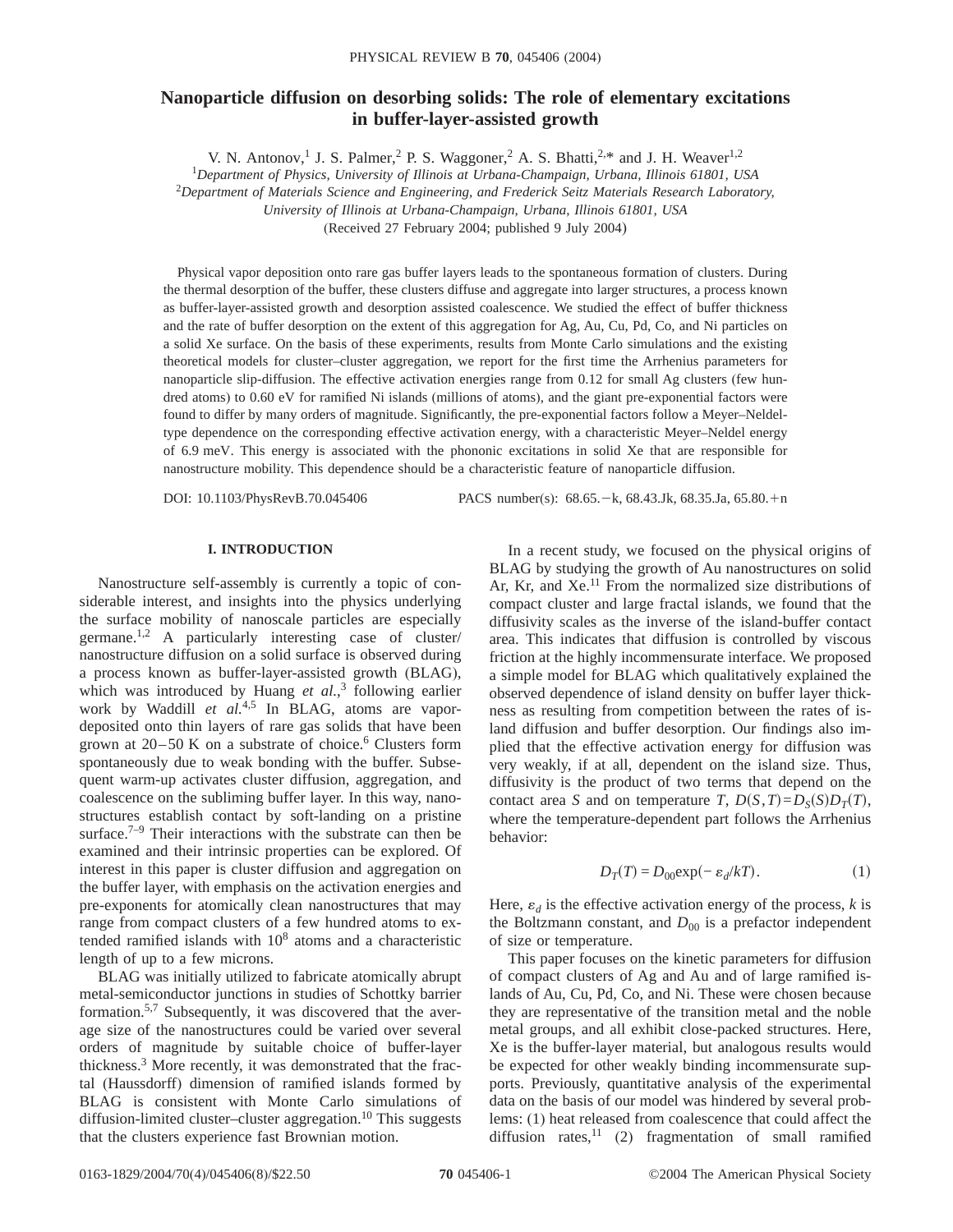# Nanoparticle diffusion on desorbing solids: The role of elementary excitations in buffer-layer-assisted growth

V. N. Antonov,[1] J. S. Palmer,[2] P. S. Waggoner,[2] A. S. Bhatti,[2,*] and J. H. Weaver[1,2]

[1]*Department of Physics, University of Illinois at Urbana-Champaign, Urbana, Illinois 61801, USA*

[2]*Department of Materials Science and Engineering, and Frederick Seitz Materials Research Laboratory, University of Illinois at Urbana-Champaign, Urbana, Illinois 61801, USA*

(Received 27 February 2004; published 9 July 2004)

Physical vapor deposition onto rare gas buffer layers leads to the spontaneous formation of clusters. During the thermal desorption of the buffer, these clusters diffuse and aggregate into larger structures, a process known as buffer-layer-assisted growth and desorption assisted coalescence. We studied the effect of buffer thickness and the rate of buffer desorption on the extent of this aggregation for Ag, Au, Cu, Pd, Co, and Ni particles on a solid Xe surface. On the basis of these experiments, results from Monte Carlo simulations and the existing theoretical models for cluster–cluster aggregation, we report for the first time the Arrhenius parameters for nanoparticle slip-diffusion. The effective activation energies range from 0.12 for small Ag clusters (few hundred atoms) to 0.60 eV for ramified Ni islands (millions of atoms), and the giant pre-exponential factors were found to differ by many orders of magnitude. Significantly, the pre-exponential factors follow a Meyer–Neldel-type dependence on the corresponding effective activation energy, with a characteristic Meyer–Neldel energy of 6.9 meV. This energy is associated with the phononic excitations in solid Xe that are responsible for nanostructure mobility. This dependence should be a characteristic feature of nanoparticle diffusion.

DOI: 10.1103/PhysRevB.70.045406 PACS number(s): 68.65.−k, 68.43.Jk, 68.35.Ja, 65.80.+n

## I. INTRODUCTION

Nanostructure self-assembly is currently a topic of considerable interest, and insights into the physics underlying the surface mobility of nanoscale particles are especially germane.[1,2] A particularly interesting case of cluster/nanostructure diffusion on a solid surface is observed during a process known as buffer-layer-assisted growth (BLAG), which was introduced by Huang *et al.*,[3] following earlier work by Waddill *et al.*[4,5] In BLAG, atoms are vapor-deposited onto thin layers of rare gas solids that have been grown at 20–50 K on a substrate of choice.[6] Clusters form spontaneously due to weak bonding with the buffer. Subsequent warm-up activates cluster diffusion, aggregation, and coalescence on the subliming buffer layer. In this way, nanostructures establish contact by soft-landing on a pristine surface.[7–9] Their interactions with the substrate can then be examined and their intrinsic properties can be explored. Of interest in this paper is cluster diffusion and aggregation on the buffer layer, with emphasis on the activation energies and pre-exponents for atomically clean nanostructures that may range from compact clusters of a few hundred atoms to extended ramified islands with $10^8$ atoms and a characteristic length of up to a few microns.

BLAG was initially utilized to fabricate atomically abrupt metal-semiconductor junctions in studies of Schottky barrier formation.[5,7] Subsequently, it was discovered that the average size of the nanostructures could be varied over several orders of magnitude by suitable choice of buffer-layer thickness.[3] More recently, it was demonstrated that the fractal (Haussdorff) dimension of ramified islands formed by BLAG is consistent with Monte Carlo simulations of diffusion-limited cluster–cluster aggregation.[10] This suggests that the clusters experience fast Brownian motion.

In a recent study, we focused on the physical origins of BLAG by studying the growth of Au nanostructures on solid Ar, Kr, and Xe.[11] From the normalized size distributions of compact cluster and large fractal islands, we found that the diffusivity scales as the inverse of the island-buffer contact area. This indicates that diffusion is controlled by viscous friction at the highly incommensurate interface. We proposed a simple model for BLAG which qualitatively explained the observed dependence of island density on buffer layer thickness as resulting from competition between the rates of island diffusion and buffer desorption. Our findings also implied that the effective activation energy for diffusion was very weakly, if at all, dependent on the island size. Thus, diffusivity is the product of two terms that depend on the contact area $S$ and on temperature $T$, $D(S,T)=D_S(S)D_T(T)$, where the temperature-dependent part follows the Arrhenius behavior:

$$D_T(T) = D_{00}\exp(-\varepsilon_d/kT). \tag{1}$$

Here, $\varepsilon_d$ is the effective activation energy of the process, $k$ is the Boltzmann constant, and $D_{00}$ is a prefactor independent of size or temperature.

This paper focuses on the kinetic parameters for diffusion of compact clusters of Ag and Au and of large ramified islands of Au, Cu, Pd, Co, and Ni. These were chosen because they are representative of the transition metal and the noble metal groups, and all exhibit close-packed structures. Here, Xe is the buffer-layer material, but analogous results would be expected for other weakly binding incommensurate supports. Previously, quantitative analysis of the experimental data on the basis of our model was hindered by several problems: (1) heat released from coalescence that could affect the diffusion rates,[11] (2) fragmentation of small ramified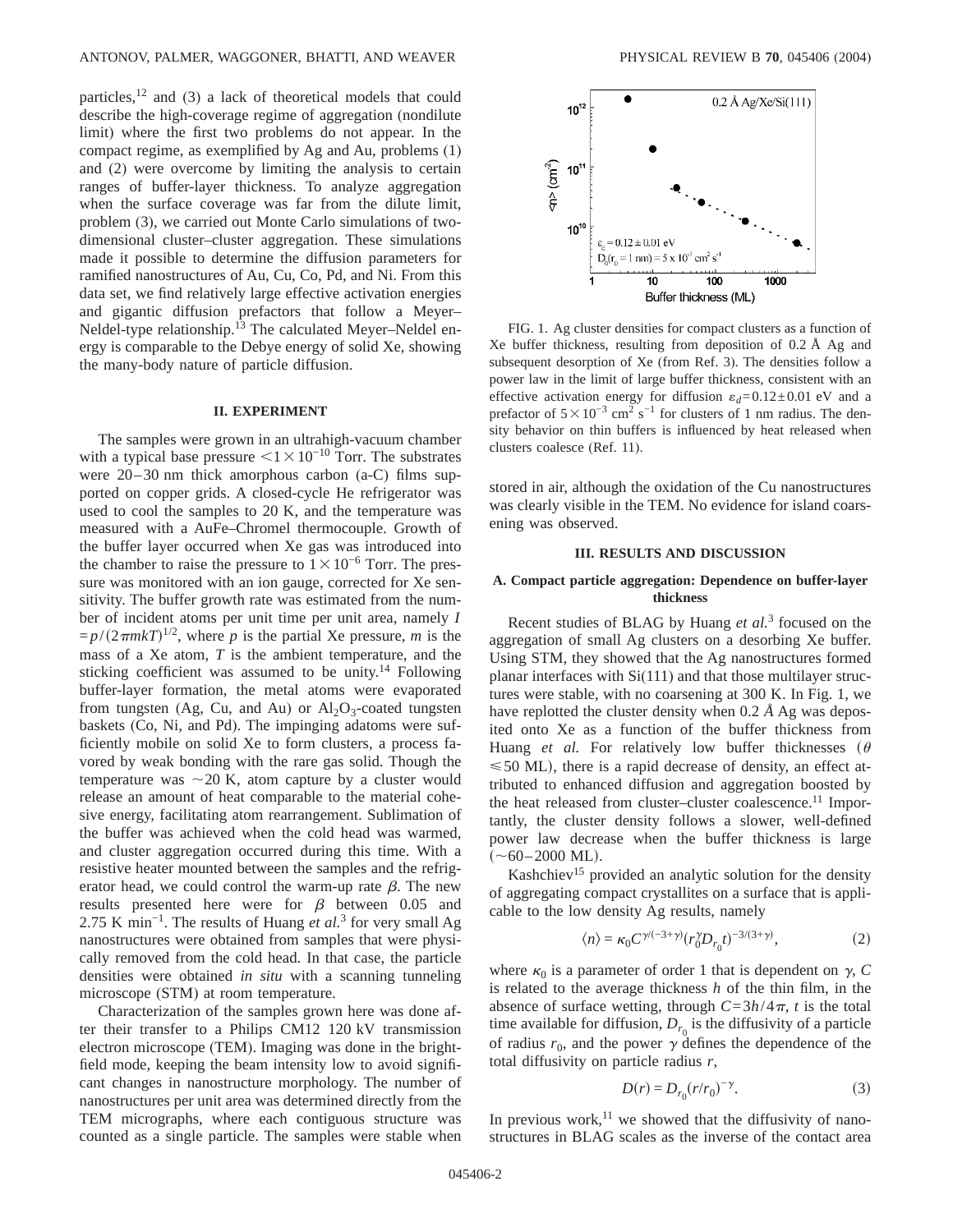particles,[12] and (3) a lack of theoretical models that could describe the high-coverage regime of aggregation (nondilute limit) where the first two problems do not appear. In the compact regime, as exemplified by Ag and Au, problems (1) and (2) were overcome by limiting the analysis to certain ranges of buffer-layer thickness. To analyze aggregation when the surface coverage was far from the dilute limit, problem (3), we carried out Monte Carlo simulations of two-dimensional cluster–cluster aggregation. These simulations made it possible to determine the diffusion parameters for ramified nanostructures of Au, Cu, Co, Pd, and Ni. From this data set, we find relatively large effective activation energies and gigantic diffusion prefactors that follow a Meyer–Neldel-type relationship.[13] The calculated Meyer–Neldel energy is comparable to the Debye energy of solid Xe, showing the many-body nature of particle diffusion.

## II. EXPERIMENT

The samples were grown in an ultrahigh-vacuum chamber with a typical base pressure $<1\times10^{-10}$ Torr. The substrates were 20–30 nm thick amorphous carbon (a-C) films supported on copper grids. A closed-cycle He refrigerator was used to cool the samples to 20 K, and the temperature was measured with a AuFe–Chromel thermocouple. Growth of the buffer layer occurred when Xe gas was introduced into the chamber to raise the pressure to $1\times10^{-6}$ Torr. The pressure was monitored with an ion gauge, corrected for Xe sensitivity. The buffer growth rate was estimated from the number of incident atoms per unit time per unit area, namely $I = p/(2\pi mkT)^{1/2}$, where $p$ is the partial Xe pressure, $m$ is the mass of a Xe atom, $T$ is the ambient temperature, and the sticking coefficient was assumed to be unity.[14] Following buffer-layer formation, the metal atoms were evaporated from tungsten (Ag, Cu, and Au) or $Al_2O_3$-coated tungsten baskets (Co, Ni, and Pd). The impinging adatoms were sufficiently mobile on solid Xe to form clusters, a process favored by weak bonding with the rare gas solid. Though the temperature was ~20 K, atom capture by a cluster would release an amount of heat comparable to the material cohesive energy, facilitating atom rearrangement. Sublimation of the buffer was achieved when the cold head was warmed, and cluster aggregation occurred during this time. With a resistive heater mounted between the samples and the refrigerator head, we could control the warm-up rate $\beta$. The new results presented here were for $\beta$ between 0.05 and 2.75 K min$^{-1}$. The results of Huang *et al.*[3] for very small Ag nanostructures were obtained from samples that were physically removed from the cold head. In that case, the particle densities were obtained *in situ* with a scanning tunneling microscope (STM) at room temperature.

Characterization of the samples grown here was done after their transfer to a Philips CM12 120 kV transmission electron microscope (TEM). Imaging was done in the bright-field mode, keeping the beam intensity low to avoid significant changes in nanostructure morphology. The number of nanostructures per unit area was determined directly from the TEM micrographs, where each contiguous structure was counted as a single particle. The samples were stable when stored in air, although the oxidation of the Cu nanostructures was clearly visible in the TEM. No evidence for island coarsening was observed.

FIG. 1. Ag cluster densities for compact clusters as a function of Xe buffer thickness, resulting from deposition of 0.2 Å Ag and subsequent desorption of Xe (from Ref. 3). The densities follow a power law in the limit of large buffer thickness, consistent with an effective activation energy for diffusion $\varepsilon_d = 0.12\pm0.01$ eV and a prefactor of $5\times10^{-3}$ cm$^2$ s$^{-1}$ for clusters of 1 nm radius. The density behavior on thin buffers is influenced by heat released when clusters coalesce (Ref. 11).

## III. RESULTS AND DISCUSSION

### A. Compact particle aggregation: Dependence on buffer-layer thickness

Recent studies of BLAG by Huang *et al.*[3] focused on the aggregation of small Ag clusters on a desorbing Xe buffer. Using STM, they showed that the Ag nanostructures formed planar interfaces with Si(111) and that those multilayer structures were stable, with no coarsening at 300 K. In Fig. 1, we have replotted the cluster density when 0.2 *Å* Ag was deposited onto Xe as a function of the buffer thickness from Huang *et al.* For relatively low buffer thicknesses ($\theta \leq 50$ ML), there is a rapid decrease of density, an effect attributed to enhanced diffusion and aggregation boosted by the heat released from cluster–cluster coalescence.[11] Importantly, the cluster density follows a slower, well-defined power law decrease when the buffer thickness is large (~60–2000 ML).

Kashchiev[15] provided an analytic solution for the density of aggregating compact crystallites on a surface that is applicable to the low density Ag results, namely

$$\langle n\rangle = \kappa_0 C^{\gamma/(-3+\gamma)}(r_0^{\gamma} D_{r_0} t)^{-3/(3+\gamma)}, \tag{2}$$

where $\kappa_0$ is a parameter of order 1 that is dependent on $\gamma$, $C$ is related to the average thickness $h$ of the thin film, in the absence of surface wetting, through $C=3h/4\pi$, $t$ is the total time available for diffusion, $D_{r_0}$ is the diffusivity of a particle of radius $r_0$, and the power $\gamma$ defines the dependence of the total diffusivity on particle radius $r$,

$$D(r) = D_{r_0}(r/r_0)^{-\gamma}. \tag{3}$$

In previous work,[11] we showed that the diffusivity of nanostructures in BLAG scales as the inverse of the contact area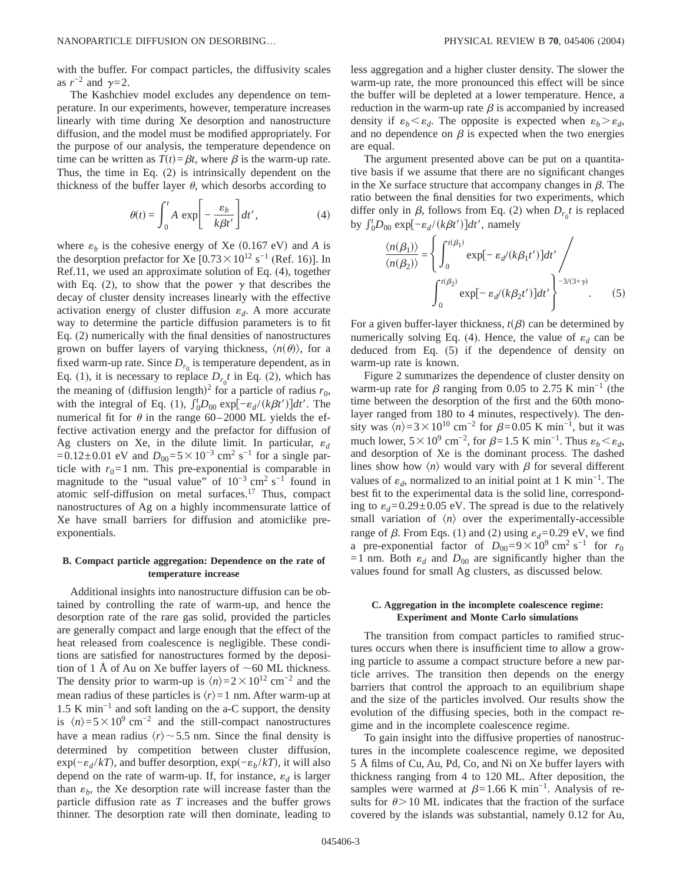with the buffer. For compact particles, the diffusivity scales as $r^{-2}$ and $\gamma=2$.

The Kashchiev model excludes any dependence on temperature. In our experiments, however, temperature increases linearly with time during Xe desorption and nanostructure diffusion, and the model must be modified appropriately. For the purpose of our analysis, the temperature dependence on time can be written as $T(t)=\beta t$, where $\beta$ is the warm-up rate. Thus, the time in Eq. (2) is intrinsically dependent on the thickness of the buffer layer $\theta$, which desorbs according to

$$\theta(t)=\int_0^t A\,\exp\left[-\frac{\varepsilon_b}{k\beta t'}\right]dt', \qquad (4)$$

where $\varepsilon_b$ is the cohesive energy of Xe (0.167 eV) and $A$ is the desorption prefactor for Xe [$0.73\times10^{12}$ s$^{-1}$ (Ref. 16)]. In Ref.11, we used an approximate solution of Eq. (4), together with Eq. (2), to show that the power $\gamma$ that describes the decay of cluster density increases linearly with the effective activation energy of cluster diffusion $\varepsilon_d$. A more accurate way to determine the particle diffusion parameters is to fit Eq. (2) numerically with the final densities of nanostructures grown on buffer layers of varying thickness, $\langle n(\theta)\rangle$, for a fixed warm-up rate. Since $D_{r_0}$ is temperature dependent, as in Eq. (1), it is necessary to replace $D_{r_0}t$ in Eq. (2), which has the meaning of (diffusion length)$^2$ for a particle of radius $r_0$, with the integral of Eq. (1), $\int_0^t D_{00}\exp[-\varepsilon_d/(k\beta t')]dt'$. The numerical fit for $\theta$ in the range 60–2000 ML yields the effective activation energy and the prefactor for diffusion of Ag clusters on Xe, in the dilute limit. In particular, $\varepsilon_d=0.12\pm0.01$ eV and $D_{00}=5\times10^{-3}$ cm$^2$ s$^{-1}$ for a single particle with $r_0=1$ nm. This pre-exponential is comparable in magnitude to the "usual value" of $10^{-3}$ cm$^2$ s$^{-1}$ found in atomic self-diffusion on metal surfaces.[17] Thus, compact nanostructures of Ag on a highly incommensurate lattice of Xe have small barriers for diffusion and atomiclike pre-exponentials.

### B. Compact particle aggregation: Dependence on the rate of temperature increase

Additional insights into nanostructure diffusion can be obtained by controlling the rate of warm-up, and hence the desorption rate of the rare gas solid, provided the particles are generally compact and large enough that the effect of the heat released from coalescence is negligible. These conditions are satisfied for nanostructures formed by the deposition of 1 Å of Au on Xe buffer layers of ~60 ML thickness. The density prior to warm-up is $\langle n\rangle=2\times10^{12}$ cm$^{-2}$ and the mean radius of these particles is $\langle r\rangle=1$ nm. After warm-up at 1.5 K min$^{-1}$ and soft landing on the a-C support, the density is $\langle n\rangle=5\times10^{9}$ cm$^{-2}$ and the still-compact nanostructures have a mean radius $\langle r\rangle\sim5.5$ nm. Since the final density is determined by competition between cluster diffusion, $\exp(-\varepsilon_d/kT)$, and buffer desorption, $\exp(-\varepsilon_b/kT)$, it will also depend on the rate of warm-up. If, for instance, $\varepsilon_d$ is larger than $\varepsilon_b$, the Xe desorption rate will increase faster than the particle diffusion rate as $T$ increases and the buffer grows thinner. The desorption rate will then dominate, leading to less aggregation and a higher cluster density. The slower the warm-up rate, the more pronounced this effect will be since the buffer will be depleted at a lower temperature. Hence, a reduction in the warm-up rate $\beta$ is accompanied by increased density if $\varepsilon_b<\varepsilon_d$. The opposite is expected when $\varepsilon_b>\varepsilon_d$, and no dependence on $\beta$ is expected when the two energies are equal.

The argument presented above can be put on a quantitative basis if we assume that there are no significant changes in the Xe surface structure that accompany changes in $\beta$. The ratio between the final densities for two experiments, which differ only in $\beta$, follows from Eq. (2) when $D_{r_0}t$ is replaced by $\int_0^t D_{00}\exp[-\varepsilon_d/(k\beta t')]dt'$, namely

$$\frac{\langle n(\beta_1)\rangle}{\langle n(\beta_2)\rangle}=\left\{\int_0^{t(\beta_1)}\exp[-\varepsilon_d/(k\beta_1 t')]dt' \Big/ \int_0^{t(\beta_2)}\exp[-\varepsilon_d/(k\beta_2 t')]dt'\right\}^{-3/(3+\gamma)}. \qquad (5)$$

For a given buffer-layer thickness, $t(\beta)$ can be determined by numerically solving Eq. (4). Hence, the value of $\varepsilon_d$ can be deduced from Eq. (5) if the dependence of density on warm-up rate is known.

Figure 2 summarizes the dependence of cluster density on warm-up rate for $\beta$ ranging from 0.05 to 2.75 K min$^{-1}$ (the time between the desorption of the first and the 60th monolayer ranged from 180 to 4 minutes, respectively). The density was $\langle n\rangle=3\times10^{10}$ cm$^{-2}$ for $\beta=0.05$ K min$^{-1}$, but it was much lower, $5\times10^{9}$ cm$^{-2}$, for $\beta=1.5$ K min$^{-1}$. Thus $\varepsilon_b<\varepsilon_d$, and desorption of Xe is the dominant process. The dashed lines show how $\langle n\rangle$ would vary with $\beta$ for several different values of $\varepsilon_d$, normalized to an initial point at 1 K min$^{-1}$. The best fit to the experimental data is the solid line, corresponding to $\varepsilon_d=0.29\pm0.05$ eV. The spread is due to the relatively small variation of $\langle n\rangle$ over the experimentally-accessible range of $\beta$. From Eqs. (1) and (2) using $\varepsilon_d=0.29$ eV, we find a pre-exponential factor of $D_{00}=9\times10^{9}$ cm$^2$ s$^{-1}$ for $r_0=1$ nm. Both $\varepsilon_d$ and $D_{00}$ are significantly higher than the values found for small Ag clusters, as discussed below.

### C. Aggregation in the incomplete coalescence regime: Experiment and Monte Carlo simulations

The transition from compact particles to ramified structures occurs when there is insufficient time to allow a growing particle to assume a compact structure before a new particle arrives. The transition then depends on the energy barriers that control the approach to an equilibrium shape and the size of the particles involved. Our results show the evolution of the diffusing species, both in the compact regime and in the incomplete coalescence regime.

To gain insight into the diffusive properties of nanostructures in the incomplete coalescence regime, we deposited 5 Å films of Cu, Au, Pd, Co, and Ni on Xe buffer layers with thickness ranging from 4 to 120 ML. After deposition, the samples were warmed at $\beta=1.66$ K min$^{-1}$. Analysis of results for $\theta>10$ ML indicates that the fraction of the surface covered by the islands was substantial, namely 0.12 for Au,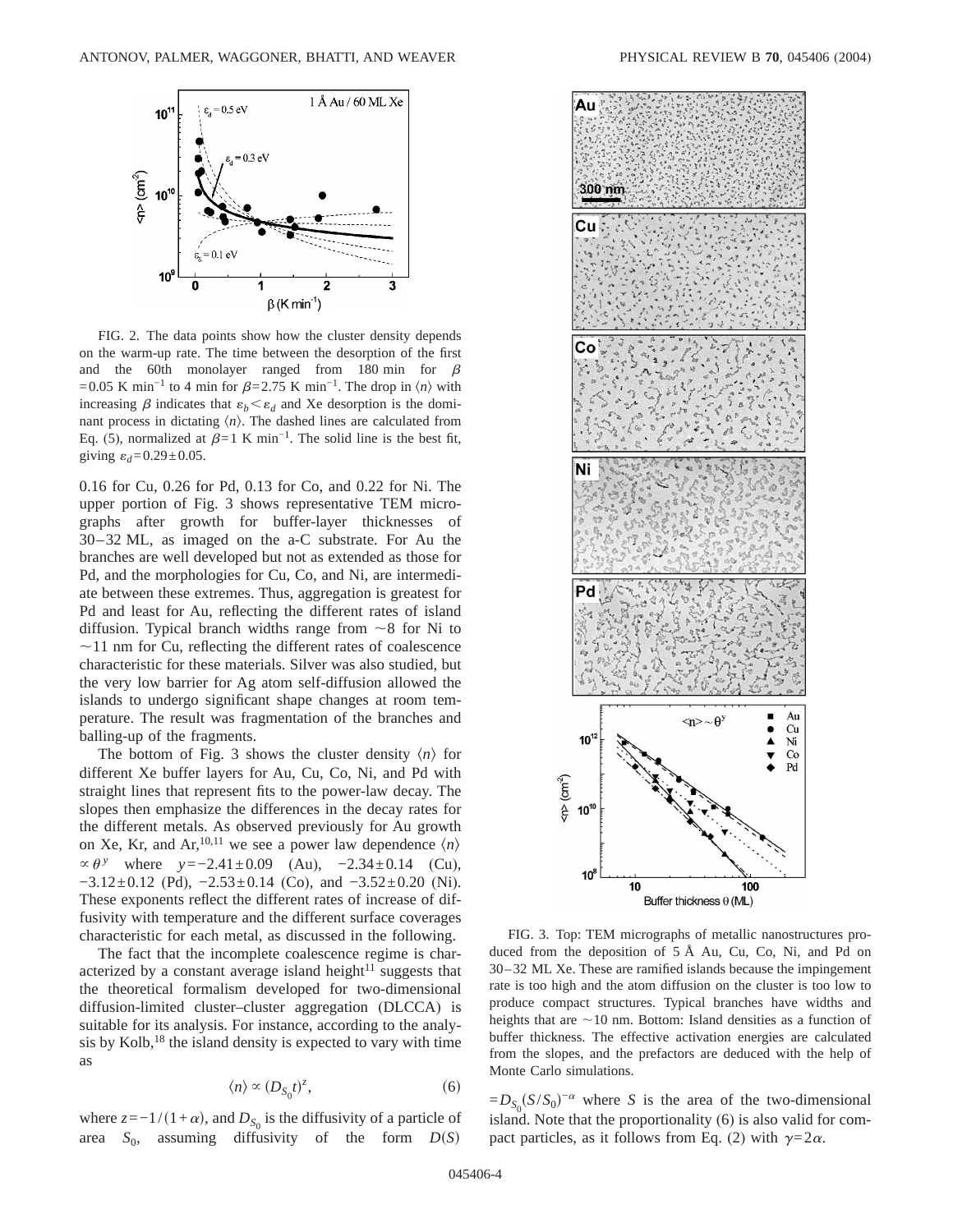FIG. 2. The data points show how the cluster density depends on the warm-up rate. The time between the desorption of the first and the 60th monolayer ranged from 180 min for $\beta = 0.05$ K min$^{-1}$ to 4 min for $\beta = 2.75$ K min$^{-1}$. The drop in $\langle n \rangle$ with increasing $\beta$ indicates that $\varepsilon_b < \varepsilon_d$ and Xe desorption is the dominant process in dictating $\langle n \rangle$. The dashed lines are calculated from Eq. (5), normalized at $\beta = 1$ K min$^{-1}$. The solid line is the best fit, giving $\varepsilon_d = 0.29 \pm 0.05$.

0.16 for Cu, 0.26 for Pd, 0.13 for Co, and 0.22 for Ni. The upper portion of Fig. 3 shows representative TEM micrographs after growth for buffer-layer thicknesses of 30–32 ML, as imaged on the a-C substrate. For Au the branches are well developed but not as extended as those for Pd, and the morphologies for Cu, Co, and Ni, are intermediate between these extremes. Thus, aggregation is greatest for Pd and least for Au, reflecting the different rates of island diffusion. Typical branch widths range from ~8 for Ni to ~11 nm for Cu, reflecting the different rates of coalescence characteristic for these materials. Silver was also studied, but the very low barrier for Ag atom self-diffusion allowed the islands to undergo significant shape changes at room temperature. The result was fragmentation of the branches and balling-up of the fragments.

The bottom of Fig. 3 shows the cluster density $\langle n \rangle$ for different Xe buffer layers for Au, Cu, Co, Ni, and Pd with straight lines that represent fits to the power-law decay. The slopes then emphasize the differences in the decay rates for the different metals. As observed previously for Au growth on Xe, Kr, and Ar,[10,11] we see a power law dependence $\langle n \rangle \propto \theta^y$ where $y = -2.41 \pm 0.09$ (Au), $-2.34 \pm 0.14$ (Cu), $-3.12 \pm 0.12$ (Pd), $-2.53 \pm 0.14$ (Co), and $-3.52 \pm 0.20$ (Ni). These exponents reflect the different rates of increase of diffusivity with temperature and the different surface coverages characteristic for each metal, as discussed in the following.

The fact that the incomplete coalescence regime is characterized by a constant average island height[11] suggests that the theoretical formalism developed for two-dimensional diffusion-limited cluster–cluster aggregation (DLCCA) is suitable for its analysis. For instance, according to the analysis by Kolb,[18] the island density is expected to vary with time as

$$\langle n \rangle \propto (D_{S_0} t)^z, \tag{6}$$

where $z = -1/(1+\alpha)$, and $D_{S_0}$ is the diffusivity of a particle of area $S_0$, assuming diffusivity of the form $D(S) = D_{S_0}(S/S_0)^{-\alpha}$ where $S$ is the area of the two-dimensional island. Note that the proportionality (6) is also valid for compact particles, as it follows from Eq. (2) with $\gamma = 2\alpha$.

FIG. 3. Top: TEM micrographs of metallic nanostructures produced from the deposition of 5 Å Au, Cu, Co, Ni, and Pd on 30–32 ML Xe. These are ramified islands because the impingement rate is too high and the atom diffusion on the cluster is too low to produce compact structures. Typical branches have widths and heights that are ~10 nm. Bottom: Island densities as a function of buffer thickness. The effective activation energies are calculated from the slopes, and the prefactors are deduced with the help of Monte Carlo simulations.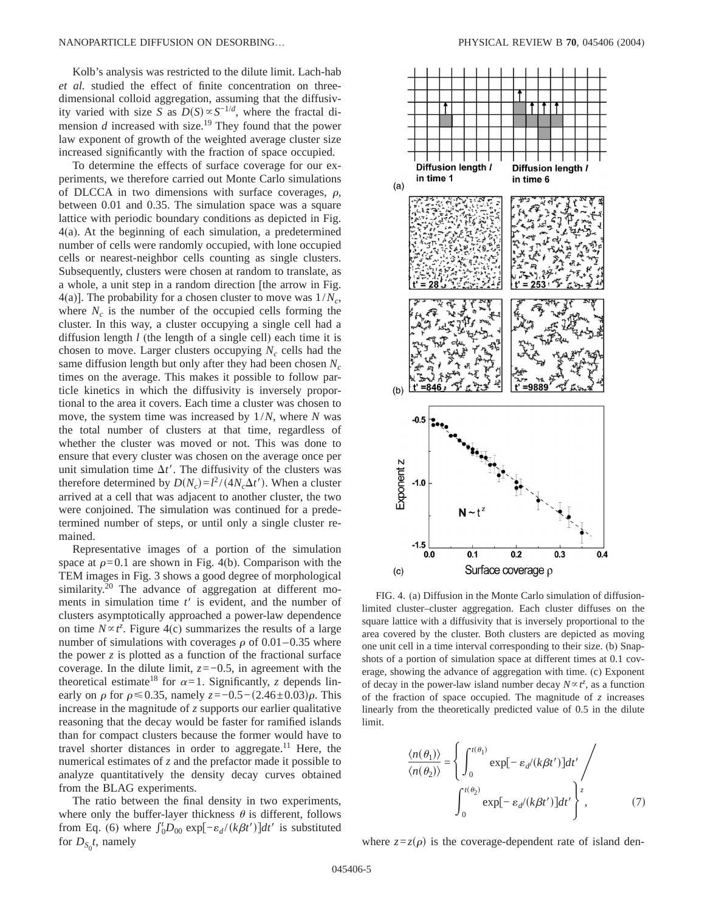Kolb's analysis was restricted to the dilute limit. Lach-hab *et al.* studied the effect of finite concentration on three-dimensional colloid aggregation, assuming that the diffusivity varied with size $S$ as $D(S) \propto S^{-1/d}$, where the fractal dimension $d$ increased with size.[19] They found that the power law exponent of growth of the weighted average cluster size increased significantly with the fraction of space occupied.

To determine the effects of surface coverage for our experiments, we therefore carried out Monte Carlo simulations of DLCCA in two dimensions with surface coverages, $\rho$, between 0.01 and 0.35. The simulation space was a square lattice with periodic boundary conditions as depicted in Fig. 4(a). At the beginning of each simulation, a predetermined number of cells were randomly occupied, with lone occupied cells or nearest-neighbor cells counting as single clusters. Subsequently, clusters were chosen at random to translate, as a whole, a unit step in a random direction [the arrow in Fig. 4(a)]. The probability for a chosen cluster to move was $1/N_c$, where $N_c$ is the number of the occupied cells forming the cluster. In this way, a cluster occupying a single cell had a diffusion length $l$ (the length of a single cell) each time it is chosen to move. Larger clusters occupying $N_c$ cells had the same diffusion length but only after they had been chosen $N_c$ times on the average. This makes it possible to follow particle kinetics in which the diffusivity is inversely proportional to the area it covers. Each time a cluster was chosen to move, the system time was increased by $1/N$, where $N$ was the total number of clusters at that time, regardless of whether the cluster was moved or not. This was done to ensure that every cluster was chosen on the average once per unit simulation time $\Delta t'$. The diffusivity of the clusters was therefore determined by $D(N_c) = l^2/(4N_c \Delta t')$. When a cluster arrived at a cell that was adjacent to another cluster, the two were conjoined. The simulation was continued for a predetermined number of steps, or until only a single cluster remained.

Representative images of a portion of the simulation space at $\rho = 0.1$ are shown in Fig. 4(b). Comparison with the TEM images in Fig. 3 shows a good degree of morphological similarity.[20] The advance of aggregation at different moments in simulation time $t'$ is evident, and the number of clusters asymptotically approached a power-law dependence on time $N \propto t^z$. Figure 4(c) summarizes the results of a large number of simulations with coverages $\rho$ of 0.01–0.35 where the power $z$ is plotted as a function of the fractional surface coverage. In the dilute limit, $z = -0.5$, in agreement with the theoretical estimate[18] for $\alpha = 1$. Significantly, $z$ depends linearly on $\rho$ for $\rho \leqslant 0.35$, namely $z = -0.5 - (2.46 \pm 0.03)\rho$. This increase in the magnitude of $z$ supports our earlier qualitative reasoning that the decay would be faster for ramified islands than for compact clusters because the former would have to travel shorter distances in order to aggregate.[11] Here, the numerical estimates of $z$ and the prefactor made it possible to analyze quantitatively the density decay curves obtained from the BLAG experiments.

The ratio between the final density in two experiments, where only the buffer-layer thickness $\theta$ is different, follows from Eq. (6) where $\int_0^t D_{00} \exp[-\varepsilon_d/(k\beta t')]dt'$ is substituted for $D_{S_0} t$, namely

FIG. 4. (a) Diffusion in the Monte Carlo simulation of diffusion-limited cluster–cluster aggregation. Each cluster diffuses on the square lattice with a diffusivity that is inversely proportional to the area covered by the cluster. Both clusters are depicted as moving one unit cell in a time interval corresponding to their size. (b) Snapshots of a portion of simulation space at different times at 0.1 coverage, showing the advance of aggregation with time. (c) Exponent of decay in the power-law island number decay $N \propto t^z$, as a function of the fraction of space occupied. The magnitude of $z$ increases linearly from the theoretically predicted value of 0.5 in the dilute limit.

$$\frac{\langle n(\theta_1)\rangle}{\langle n(\theta_2)\rangle} = \left\{ \int_0^{t(\theta_1)} \exp[-\varepsilon_d/(k\beta t')]dt' \bigg/ \int_0^{t(\theta_2)} \exp[-\varepsilon_d/(k\beta t')]dt' \right\}^z, \tag{7}$$

where $z = z(\rho)$ is the coverage-dependent rate of island den-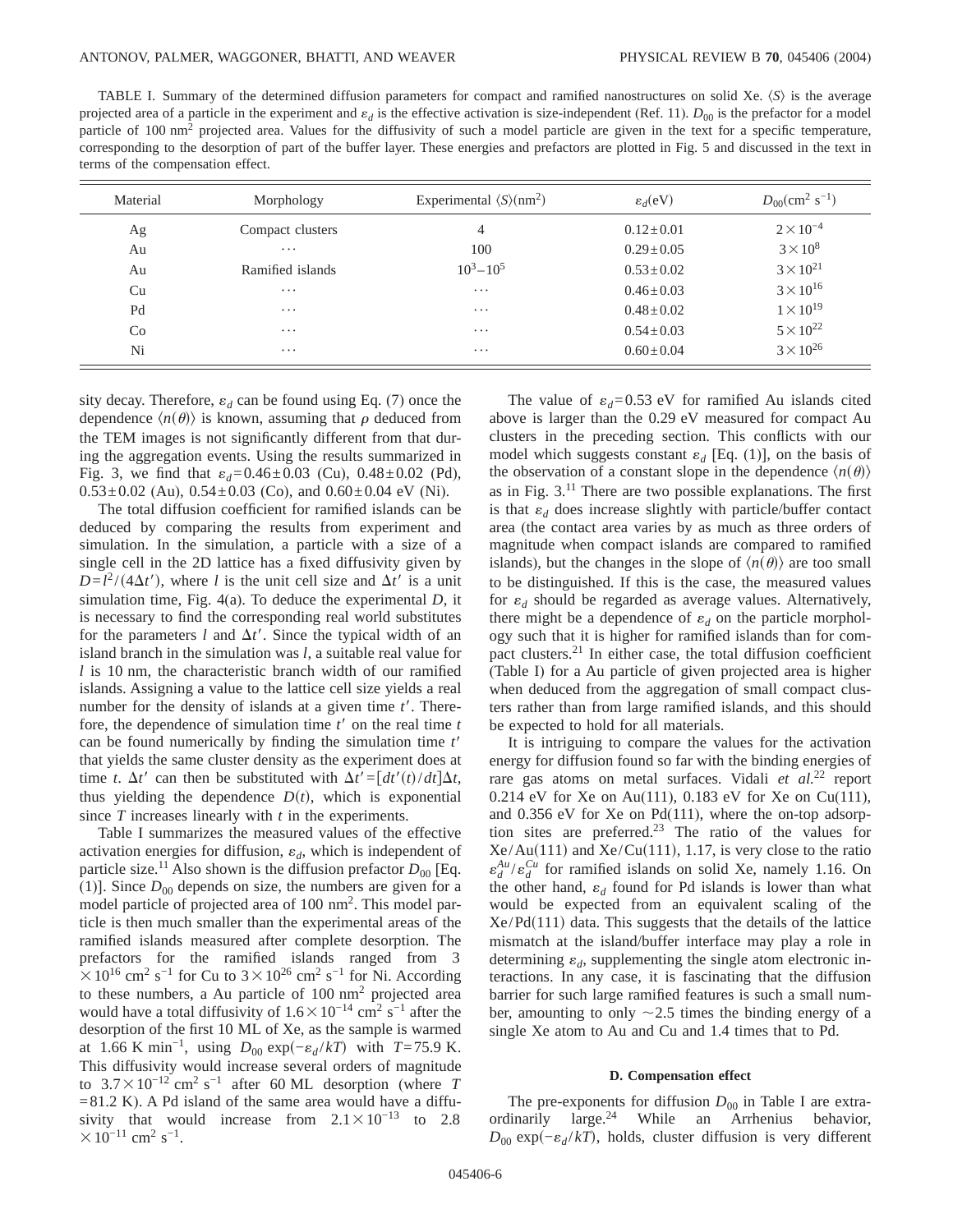TABLE I. Summary of the determined diffusion parameters for compact and ramified nanostructures on solid Xe. $\langle S \rangle$ is the average projected area of a particle in the experiment and $\varepsilon_d$ is the effective activation is size-independent (Ref. 11). $D_{00}$ is the prefactor for a model particle of 100 nm$^2$ projected area. Values for the diffusivity of such a model particle are given in the text for a specific temperature, corresponding to the desorption of part of the buffer layer. These energies and prefactors are plotted in Fig. 5 and discussed in the text in terms of the compensation effect.

| Material | Morphology | Experimental $\langle S \rangle$(nm$^2$) | $\varepsilon_d$(eV) | $D_{00}$(cm$^2$ s$^{-1}$) |
|---|---|---|---|---|
| Ag | Compact clusters | 4 | $0.12 \pm 0.01$ | $2 \times 10^{-4}$ |
| Au | ··· | 100 | $0.29 \pm 0.05$ | $3 \times 10^{8}$ |
| Au | Ramified islands | $10^3 - 10^5$ | $0.53 \pm 0.02$ | $3 \times 10^{21}$ |
| Cu | ··· | ··· | $0.46 \pm 0.03$ | $3 \times 10^{16}$ |
| Pd | ··· | ··· | $0.48 \pm 0.02$ | $1 \times 10^{19}$ |
| Co | ··· | ··· | $0.54 \pm 0.03$ | $5 \times 10^{22}$ |
| Ni | ··· | ··· | $0.60 \pm 0.04$ | $3 \times 10^{26}$ |

sity decay. Therefore, $\varepsilon_d$ can be found using Eq. (7) once the dependence $\langle n(\theta) \rangle$ is known, assuming that $\rho$ deduced from the TEM images is not significantly different from that during the aggregation events. Using the results summarized in Fig. 3, we find that $\varepsilon_d = 0.46 \pm 0.03$ (Cu), $0.48 \pm 0.02$ (Pd), $0.53 \pm 0.02$ (Au), $0.54 \pm 0.03$ (Co), and $0.60 \pm 0.04$ eV (Ni).

The total diffusion coefficient for ramified islands can be deduced by comparing the results from experiment and simulation. In the simulation, a particle with a size of a single cell in the 2D lattice has a fixed diffusivity given by $D = l^2/(4\Delta t')$, where $l$ is the unit cell size and $\Delta t'$ is a unit simulation time, Fig. 4(a). To deduce the experimental $D$, it is necessary to find the corresponding real world substitutes for the parameters $l$ and $\Delta t'$. Since the typical width of an island branch in the simulation was $l$, a suitable real value for $l$ is 10 nm, the characteristic branch width of our ramified islands. Assigning a value to the lattice cell size yields a real number for the density of islands at a given time $t'$. Therefore, the dependence of simulation time $t'$ on the real time $t$ can be found numerically by finding the simulation time $t'$ that yields the same cluster density as the experiment does at time $t$. $\Delta t'$ can then be substituted with $\Delta t' = [dt'(t)/dt]\Delta t$, thus yielding the dependence $D(t)$, which is exponential since $T$ increases linearly with $t$ in the experiments.

Table I summarizes the measured values of the effective activation energies for diffusion, $\varepsilon_d$, which is independent of particle size.[11] Also shown is the diffusion prefactor $D_{00}$ [Eq. (1)]. Since $D_{00}$ depends on size, the numbers are given for a model particle of projected area of 100 nm$^2$. This model particle is then much smaller than the experimental areas of the ramified islands measured after complete desorption. The prefactors for the ramified islands ranged from $3 \times 10^{16}$ cm$^2$ s$^{-1}$ for Cu to $3 \times 10^{26}$ cm$^2$ s$^{-1}$ for Ni. According to these numbers, a Au particle of 100 nm$^2$ projected area would have a total diffusivity of $1.6 \times 10^{-14}$ cm$^2$ s$^{-1}$ after the desorption of the first 10 ML of Xe, as the sample is warmed at 1.66 K min$^{-1}$, using $D_{00} \exp(-\varepsilon_d/kT)$ with $T = 75.9$ K. This diffusivity would increase several orders of magnitude to $3.7 \times 10^{-12}$ cm$^2$ s$^{-1}$ after 60 ML desorption (where $T = 81.2$ K). A Pd island of the same area would have a diffusivity that would increase from $2.1 \times 10^{-13}$ to $2.8 \times 10^{-11}$ cm$^2$ s$^{-1}$.

The value of $\varepsilon_d = 0.53$ eV for ramified Au islands cited above is larger than the 0.29 eV measured for compact Au clusters in the preceding section. This conflicts with our model which suggests constant $\varepsilon_d$ [Eq. (1)], on the basis of the observation of a constant slope in the dependence $\langle n(\theta) \rangle$ as in Fig. 3.[11] There are two possible explanations. The first is that $\varepsilon_d$ does increase slightly with particle/buffer contact area (the contact area varies by as much as three orders of magnitude when compact islands are compared to ramified islands), but the changes in the slope of $\langle n(\theta) \rangle$ are too small to be distinguished. If this is the case, the measured values for $\varepsilon_d$ should be regarded as average values. Alternatively, there might be a dependence of $\varepsilon_d$ on the particle morphology such that it is higher for ramified islands than for compact clusters.[21] In either case, the total diffusion coefficient (Table I) for a Au particle of given projected area is higher when deduced from the aggregation of small compact clusters rather than from large ramified islands, and this should be expected to hold for all materials.

It is intriguing to compare the values for the activation energy for diffusion found so far with the binding energies of rare gas atoms on metal surfaces. Vidali *et al.*[22] report 0.214 eV for Xe on Au(111), 0.183 eV for Xe on Cu(111), and 0.356 eV for Xe on Pd(111), where the on-top adsorption sites are preferred.[23] The ratio of the values for Xe/Au(111) and Xe/Cu(111), 1.17, is very close to the ratio $\varepsilon_d^{Au}/\varepsilon_d^{Cu}$ for ramified islands on solid Xe, namely 1.16. On the other hand, $\varepsilon_d$ found for Pd islands is lower than what would be expected from an equivalent scaling of the Xe/Pd(111) data. This suggests that the details of the lattice mismatch at the island/buffer interface may play a role in determining $\varepsilon_d$, supplementing the single atom electronic interactions. In any case, it is fascinating that the diffusion barrier for such large ramified features is such a small number, amounting to only $\sim 2.5$ times the binding energy of a single Xe atom to Au and Cu and 1.4 times that to Pd.

#### D. Compensation effect

The pre-exponents for diffusion $D_{00}$ in Table I are extraordinarily large.[24] While an Arrhenius behavior, $D_{00} \exp(-\varepsilon_d/kT)$, holds, cluster diffusion is very different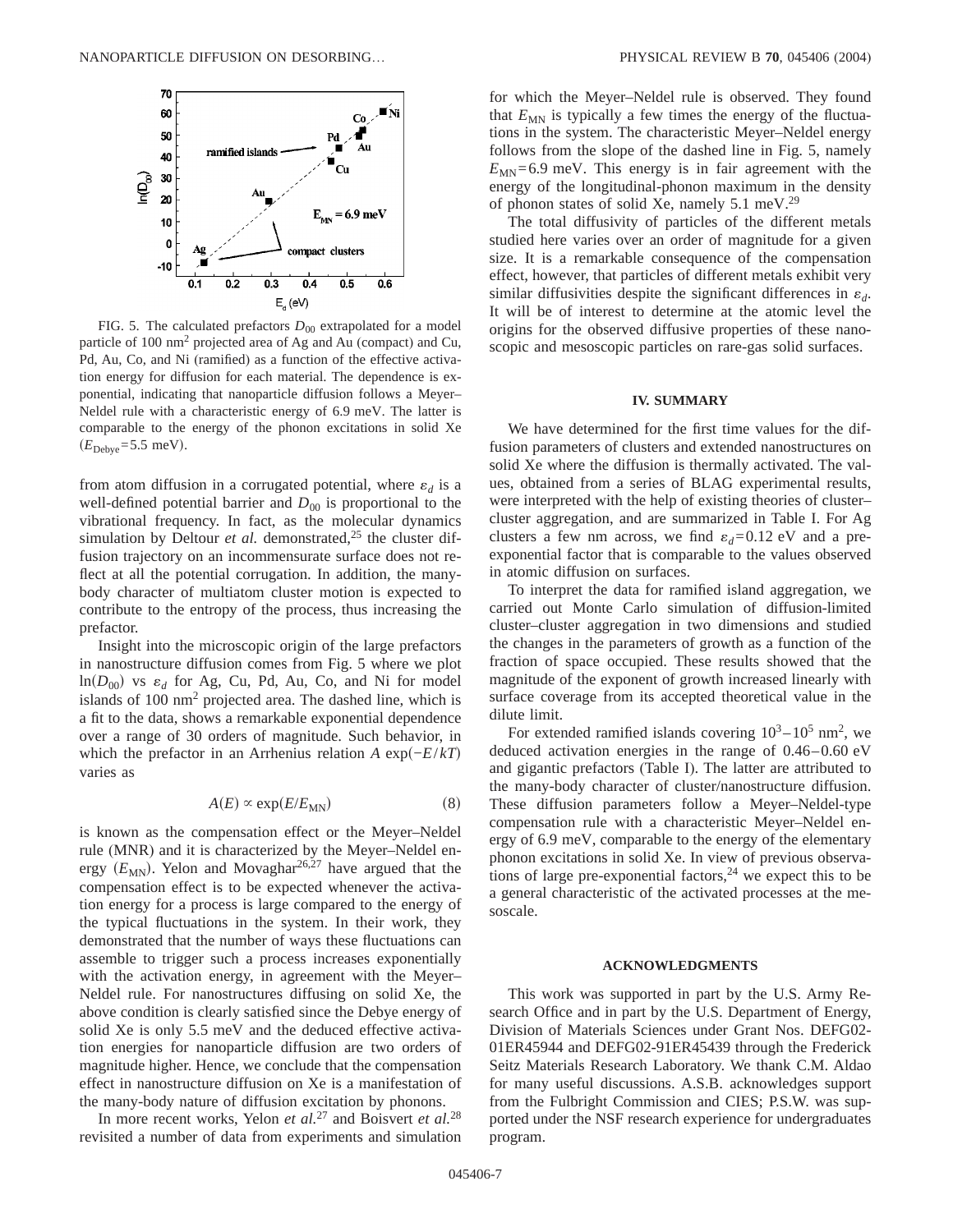FIG. 5. The calculated prefactors $D_{00}$ extrapolated for a model particle of 100 nm$^2$ projected area of Ag and Au (compact) and Cu, Pd, Au, Co, and Ni (ramified) as a function of the effective activation energy for diffusion for each material. The dependence is exponential, indicating that nanoparticle diffusion follows a Meyer–Neldel rule with a characteristic energy of 6.9 meV. The latter is comparable to the energy of the phonon excitations in solid Xe ($E_{\mathrm{Debye}}$=5.5 meV).

from atom diffusion in a corrugated potential, where $\varepsilon_d$ is a well-defined potential barrier and $D_{00}$ is proportional to the vibrational frequency. In fact, as the molecular dynamics simulation by Deltour *et al.* demonstrated,[25] the cluster diffusion trajectory on an incommensurate surface does not reflect at all the potential corrugation. In addition, the many-body character of multiatom cluster motion is expected to contribute to the entropy of the process, thus increasing the prefactor.

Insight into the microscopic origin of the large prefactors in nanostructure diffusion comes from Fig. 5 where we plot $\ln(D_{00})$ vs $\varepsilon_d$ for Ag, Cu, Pd, Au, Co, and Ni for model islands of 100 nm$^2$ projected area. The dashed line, which is a fit to the data, shows a remarkable exponential dependence over a range of 30 orders of magnitude. Such behavior, in which the prefactor in an Arrhenius relation $A\exp(-E/kT)$ varies as

$$A(E) \propto \exp(E/E_{\mathrm{MN}}) \tag{8}$$

is known as the compensation effect or the Meyer–Neldel rule (MNR) and it is characterized by the Meyer–Neldel energy ($E_{\mathrm{MN}}$). Yelon and Movaghar[26,27] have argued that the compensation effect is to be expected whenever the activation energy for a process is large compared to the energy of the typical fluctuations in the system. In their work, they demonstrated that the number of ways these fluctuations can assemble to trigger such a process increases exponentially with the activation energy, in agreement with the Meyer–Neldel rule. For nanostructures diffusing on solid Xe, the above condition is clearly satisfied since the Debye energy of solid Xe is only 5.5 meV and the deduced effective activation energies for nanoparticle diffusion are two orders of magnitude higher. Hence, we conclude that the compensation effect in nanostructure diffusion on Xe is a manifestation of the many-body nature of diffusion excitation by phonons.

In more recent works, Yelon *et al.*[27] and Boisvert *et al.*[28] revisited a number of data from experiments and simulation for which the Meyer–Neldel rule is observed. They found that $E_{\mathrm{MN}}$ is typically a few times the energy of the fluctuations in the system. The characteristic Meyer–Neldel energy follows from the slope of the dashed line in Fig. 5, namely $E_{\mathrm{MN}}$=6.9 meV. This energy is in fair agreement with the energy of the longitudinal-phonon maximum in the density of phonon states of solid Xe, namely 5.1 meV.[29]

The total diffusivity of particles of the different metals studied here varies over an order of magnitude for a given size. It is a remarkable consequence of the compensation effect, however, that particles of different metals exhibit very similar diffusivities despite the significant differences in $\varepsilon_d$. It will be of interest to determine at the atomic level the origins for the observed diffusive properties of these nanoscopic and mesoscopic particles on rare-gas solid surfaces.

## IV. SUMMARY

We have determined for the first time values for the diffusion parameters of clusters and extended nanostructures on solid Xe where the diffusion is thermally activated. The values, obtained from a series of BLAG experimental results, were interpreted with the help of existing theories of cluster–cluster aggregation, and are summarized in Table I. For Ag clusters a few nm across, we find $\varepsilon_d$=0.12 eV and a preexponential factor that is comparable to the values observed in atomic diffusion on surfaces.

To interpret the data for ramified island aggregation, we carried out Monte Carlo simulation of diffusion-limited cluster–cluster aggregation in two dimensions and studied the changes in the parameters of growth as a function of the fraction of space occupied. These results showed that the magnitude of the exponent of growth increased linearly with surface coverage from its accepted theoretical value in the dilute limit.

For extended ramified islands covering $10^3$–$10^5$ nm$^2$, we deduced activation energies in the range of 0.46–0.60 eV and gigantic prefactors (Table I). The latter are attributed to the many-body character of cluster/nanostructure diffusion. These diffusion parameters follow a Meyer–Neldel-type compensation rule with a characteristic Meyer–Neldel energy of 6.9 meV, comparable to the energy of the elementary phonon excitations in solid Xe. In view of previous observations of large pre-exponential factors,[24] we expect this to be a general characteristic of the activated processes at the mesoscale.

## ACKNOWLEDGMENTS

This work was supported in part by the U.S. Army Research Office and in part by the U.S. Department of Energy, Division of Materials Sciences under Grant Nos. DEFG02-01ER45944 and DEFG02-91ER45439 through the Frederick Seitz Materials Research Laboratory. We thank C.M. Aldao for many useful discussions. A.S.B. acknowledges support from the Fulbright Commission and CIES; P.S.W. was supported under the NSF research experience for undergraduates program.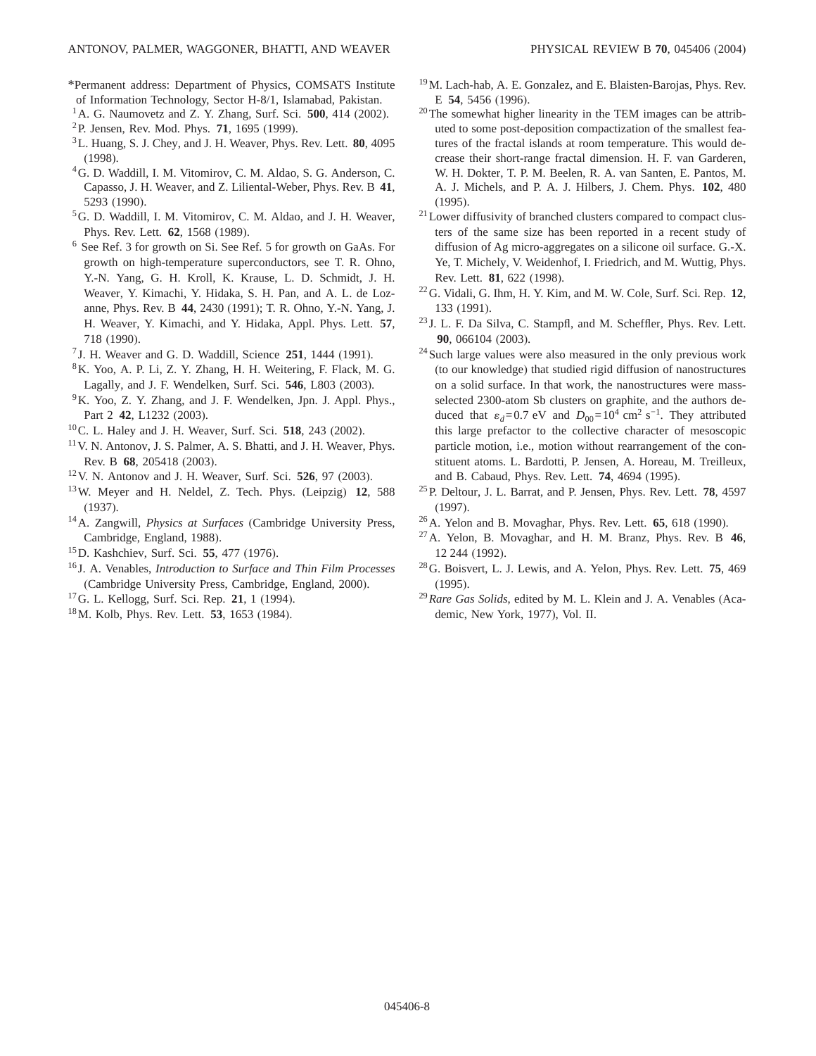*Permanent address: Department of Physics, COMSATS Institute of Information Technology, Sector H-8/1, Islamabad, Pakistan.

[1] A. G. Naumovetz and Z. Y. Zhang, Surf. Sci. **500**, 414 (2002).

[2] P. Jensen, Rev. Mod. Phys. **71**, 1695 (1999).

[3] L. Huang, S. J. Chey, and J. H. Weaver, Phys. Rev. Lett. **80**, 4095 (1998).

[4] G. D. Waddill, I. M. Vitomirov, C. M. Aldao, S. G. Anderson, C. Capasso, J. H. Weaver, and Z. Liliental-Weber, Phys. Rev. B **41**, 5293 (1990).

[5] G. D. Waddill, I. M. Vitomirov, C. M. Aldao, and J. H. Weaver, Phys. Rev. Lett. **62**, 1568 (1989).

[6] See Ref. 3 for growth on Si. See Ref. 5 for growth on GaAs. For growth on high-temperature superconductors, see T. R. Ohno, Y.-N. Yang, G. H. Kroll, K. Krause, L. D. Schmidt, J. H. Weaver, Y. Kimachi, Y. Hidaka, S. H. Pan, and A. L. de Lozanne, Phys. Rev. B **44**, 2430 (1991); T. R. Ohno, Y.-N. Yang, J. H. Weaver, Y. Kimachi, and Y. Hidaka, Appl. Phys. Lett. **57**, 718 (1990).

[7] J. H. Weaver and G. D. Waddill, Science **251**, 1444 (1991).

[8] K. Yoo, A. P. Li, Z. Y. Zhang, H. H. Weitering, F. Flack, M. G. Lagally, and J. F. Wendelken, Surf. Sci. **546**, L803 (2003).

[9] K. Yoo, Z. Y. Zhang, and J. F. Wendelken, Jpn. J. Appl. Phys., Part 2 **42**, L1232 (2003).

[10] C. L. Haley and J. H. Weaver, Surf. Sci. **518**, 243 (2002).

[11] V. N. Antonov, J. S. Palmer, A. S. Bhatti, and J. H. Weaver, Phys. Rev. B **68**, 205418 (2003).

[12] V. N. Antonov and J. H. Weaver, Surf. Sci. **526**, 97 (2003).

[13] W. Meyer and H. Neldel, Z. Tech. Phys. (Leipzig) **12**, 588 (1937).

[14] A. Zangwill, *Physics at Surfaces* (Cambridge University Press, Cambridge, England, 1988).

[15] D. Kashchiev, Surf. Sci. **55**, 477 (1976).

[16] J. A. Venables, *Introduction to Surface and Thin Film Processes* (Cambridge University Press, Cambridge, England, 2000).

[17] G. L. Kellogg, Surf. Sci. Rep. **21**, 1 (1994).

[18] M. Kolb, Phys. Rev. Lett. **53**, 1653 (1984).

[19] M. Lach-hab, A. E. Gonzalez, and E. Blaisten-Barojas, Phys. Rev. E **54**, 5456 (1996).

[20] The somewhat higher linearity in the TEM images can be attributed to some post-deposition compactization of the smallest features of the fractal islands at room temperature. This would decrease their short-range fractal dimension. H. F. van Garderen, W. H. Dokter, T. P. M. Beelen, R. A. van Santen, E. Pantos, M. A. J. Michels, and P. A. J. Hilbers, J. Chem. Phys. **102**, 480 (1995).

[21] Lower diffusivity of branched clusters compared to compact clusters of the same size has been reported in a recent study of diffusion of Ag micro-aggregates on a silicone oil surface. G.-X. Ye, T. Michely, V. Weidenhof, I. Friedrich, and M. Wuttig, Phys. Rev. Lett. **81**, 622 (1998).

[22] G. Vidali, G. Ihm, H. Y. Kim, and M. W. Cole, Surf. Sci. Rep. **12**, 133 (1991).

[23] J. L. F. Da Silva, C. Stampfl, and M. Scheffler, Phys. Rev. Lett. **90**, 066104 (2003).

[24] Such large values were also measured in the only previous work (to our knowledge) that studied rigid diffusion of nanostructures on a solid surface. In that work, the nanostructures were mass-selected 2300-atom Sb clusters on graphite, and the authors deduced that $\varepsilon_d = 0.7$ eV and $D_{00} = 10^4$ cm$^2$ s$^{-1}$. They attributed this large prefactor to the collective character of mesoscopic particle motion, i.e., motion without rearrangement of the constituent atoms. L. Bardotti, P. Jensen, A. Horeau, M. Treilleux, and B. Cabaud, Phys. Rev. Lett. **74**, 4694 (1995).

[25] P. Deltour, J. L. Barrat, and P. Jensen, Phys. Rev. Lett. **78**, 4597 (1997).

[26] A. Yelon and B. Movaghar, Phys. Rev. Lett. **65**, 618 (1990).

[27] A. Yelon, B. Movaghar, and H. M. Branz, Phys. Rev. B **46**, 12 244 (1992).

[28] G. Boisvert, L. J. Lewis, and A. Yelon, Phys. Rev. Lett. **75**, 469 (1995).

[29] *Rare Gas Solids*, edited by M. L. Klein and J. A. Venables (Academic, New York, 1977), Vol. II.